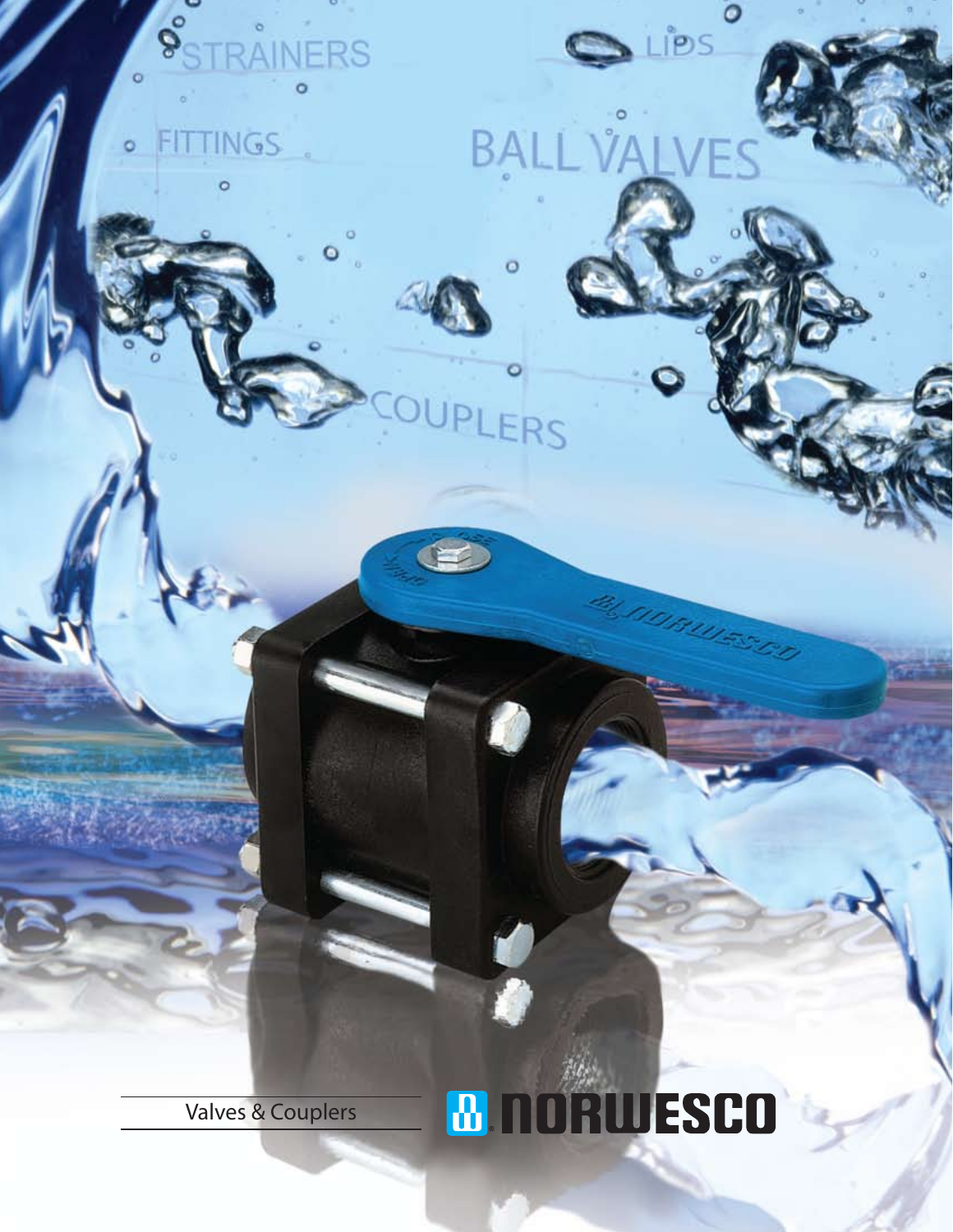STRAINERS

LIDS

FITTINGS

BALL VALVES

COUPLERS

Valves & Couplers

NORWESCO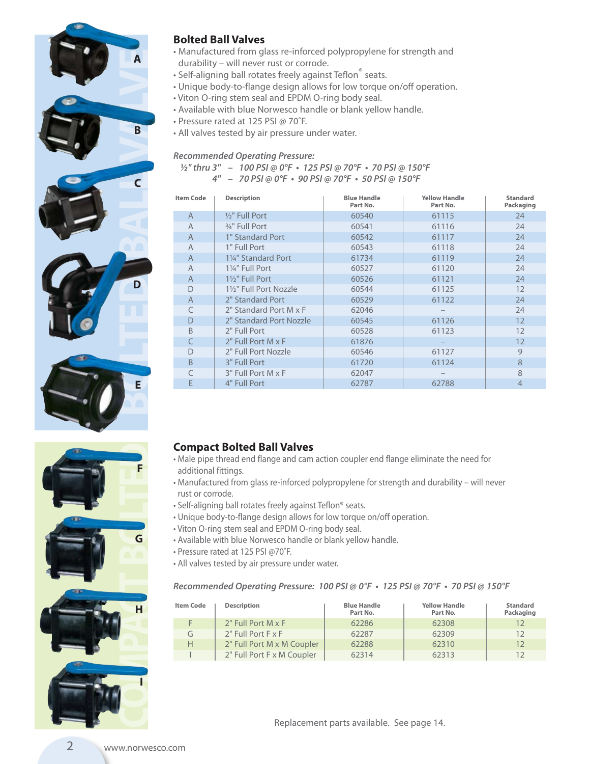## Bolted Ball Valves

- Manufactured from glass re-inforced polypropylene for strength and durability – will never rust or corrode.
- Self-aligning ball rotates freely against Teflon® seats.
- Unique body-to-flange design allows for low torque on/off operation.
- Viton O-ring stem seal and EPDM O-ring body seal.
- Available with blue Norwesco handle or blank yellow handle.
- Pressure rated at 125 PSI @ 70˚F.
- All valves tested by air pressure under water.

*Recommended Operating Pressure:*

*½" thru 3" – 100 PSI @ 0°F • 125 PSI @ 70°F • 70 PSI @ 150°F*

*4" – 70 PSI @ 0°F • 90 PSI @ 70°F • 50 PSI @ 150°F*

| Item Code | Description | Blue Handle Part No. | Yellow Handle Part No. | Standard Packaging |
|---|---|---|---|---|
| A | ½" Full Port | 60540 | 61115 | 24 |
| A | ¾" Full Port | 60541 | 61116 | 24 |
| A | 1" Standard Port | 60542 | 61117 | 24 |
| A | 1" Full Port | 60543 | 61118 | 24 |
| A | 1¼" Standard Port | 61734 | 61119 | 24 |
| A | 1¼" Full Port | 60527 | 61120 | 24 |
| A | 1½" Full Port | 60526 | 61121 | 24 |
| D | 1½" Full Port Nozzle | 60544 | 61125 | 12 |
| A | 2" Standard Port | 60529 | 61122 | 24 |
| C | 2" Standard Port M x F | 62046 | – | 24 |
| D | 2" Standard Port Nozzle | 60545 | 61126 | 12 |
| B | 2" Full Port | 60528 | 61123 | 12 |
| C | 2" Full Port M x F | 61876 | – | 12 |
| D | 2" Full Port Nozzle | 60546 | 61127 | 9 |
| B | 3" Full Port | 61720 | 61124 | 8 |
| C | 3" Full Port M x F | 62047 | – | 8 |
| E | 4" Full Port | 62787 | 62788 | 4 |

## Compact Bolted Ball Valves

- Male pipe thread end flange and cam action coupler end flange eliminate the need for additional fittings.
- Manufactured from glass re-inforced polypropylene for strength and durability – will never rust or corrode.
- Self-aligning ball rotates freely against Teflon® seats.
- Unique body-to-flange design allows for low torque on/off operation.
- Viton O-ring stem seal and EPDM O-ring body seal.
- Available with blue Norwesco handle or blank yellow handle.
- Pressure rated at 125 PSI @70˚F.
- All valves tested by air pressure under water.

*Recommended Operating Pressure: 100 PSI @ 0°F • 125 PSI @ 70°F • 70 PSI @ 150°F*

| Item Code | Description | Blue Handle Part No. | Yellow Handle Part No. | Standard Packaging |
|---|---|---|---|---|
| F | 2" Full Port M x F | 62286 | 62308 | 12 |
| G | 2" Full Port F x F | 62287 | 62309 | 12 |
| H | 2" Full Port M x M Coupler | 62288 | 62310 | 12 |
| I | 2" Full Port F x M Coupler | 62314 | 62313 | 12 |

Replacement parts available. See page 14.

www.norwesco.com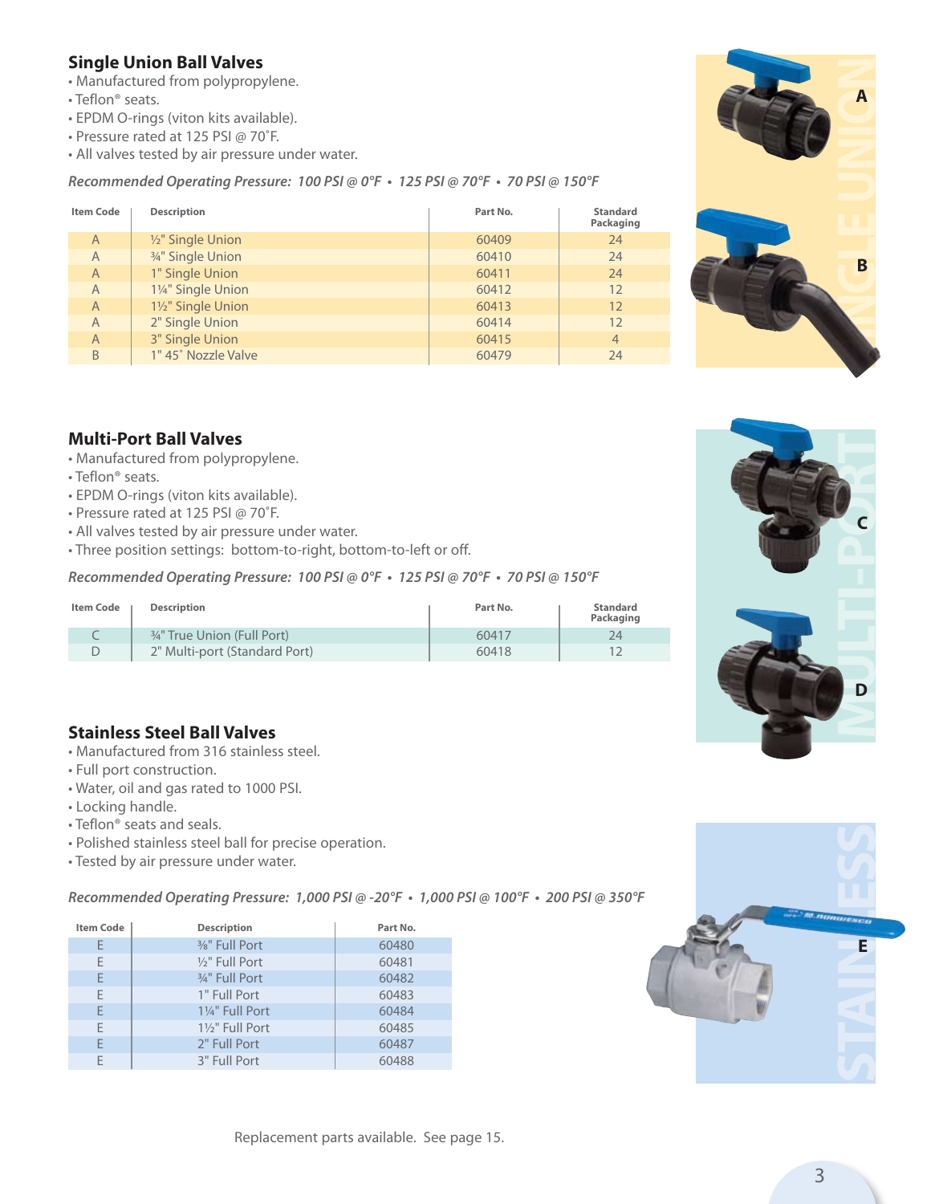## Single Union Ball Valves

- Manufactured from polypropylene.
- Teflon® seats.
- EPDM O-rings (viton kits available).
- Pressure rated at 125 PSI @ 70˚F.
- All valves tested by air pressure under water.

*Recommended Operating Pressure: 100 PSI @ 0°F • 125 PSI @ 70°F • 70 PSI @ 150°F*

| Item Code | Description | Part No. | Standard Packaging |
|---|---|---|---|
| A | ½" Single Union | 60409 | 24 |
| A | ¾" Single Union | 60410 | 24 |
| A | 1" Single Union | 60411 | 24 |
| A | 1¼" Single Union | 60412 | 12 |
| A | 1½" Single Union | 60413 | 12 |
| A | 2" Single Union | 60414 | 12 |
| A | 3" Single Union | 60415 | 4 |
| B | 1" 45˚ Nozzle Valve | 60479 | 24 |

## Multi-Port Ball Valves

- Manufactured from polypropylene.
- Teflon® seats.
- EPDM O-rings (viton kits available).
- Pressure rated at 125 PSI @ 70˚F.
- All valves tested by air pressure under water.
- Three position settings: bottom-to-right, bottom-to-left or off.

*Recommended Operating Pressure: 100 PSI @ 0°F • 125 PSI @ 70°F • 70 PSI @ 150°F*

| Item Code | Description | Part No. | Standard Packaging |
|---|---|---|---|
| C | ¾" True Union (Full Port) | 60417 | 24 |
| D | 2" Multi-port (Standard Port) | 60418 | 12 |

## Stainless Steel Ball Valves

- Manufactured from 316 stainless steel.
- Full port construction.
- Water, oil and gas rated to 1000 PSI.
- Locking handle.
- Teflon® seats and seals.
- Polished stainless steel ball for precise operation.
- Tested by air pressure under water.

*Recommended Operating Pressure: 1,000 PSI @ -20°F • 1,000 PSI @ 100°F • 200 PSI @ 350°F*

| Item Code | Description | Part No. |
|---|---|---|
| E | ⅜" Full Port | 60480 |
| E | ½" Full Port | 60481 |
| E | ¾" Full Port | 60482 |
| E | 1" Full Port | 60483 |
| E | 1¼" Full Port | 60484 |
| E | 1½" Full Port | 60485 |
| E | 2" Full Port | 60487 |
| E | 3" Full Port | 60488 |

Replacement parts available. See page 15.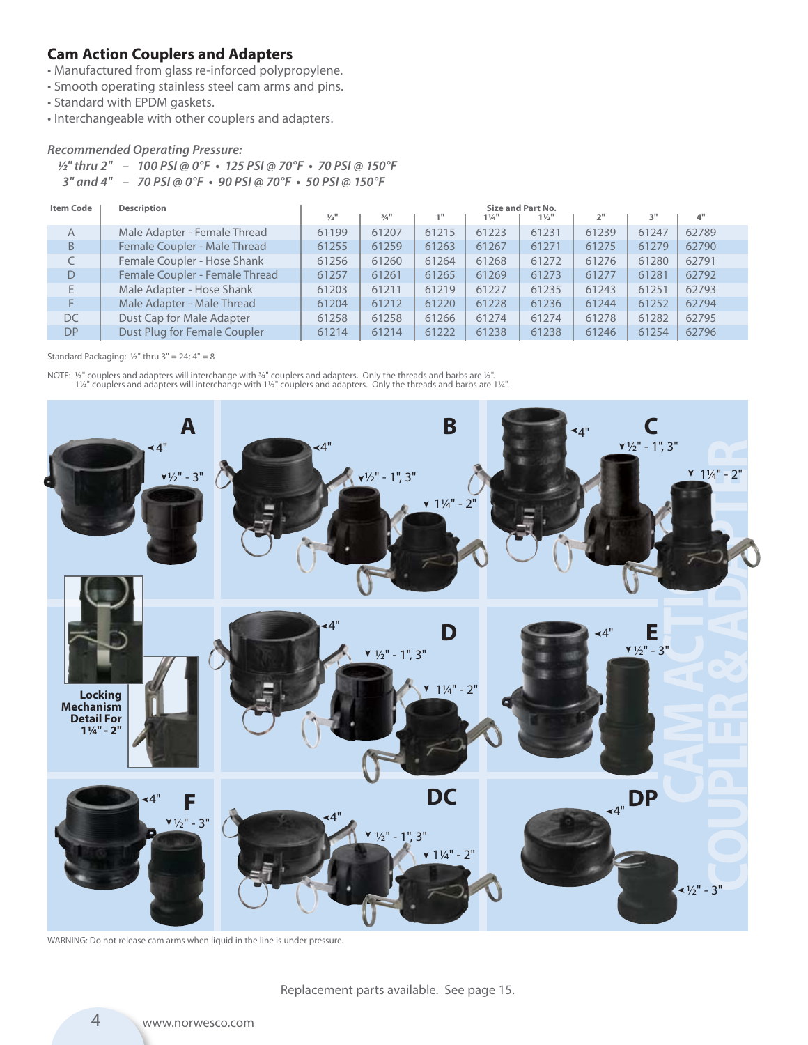## Cam Action Couplers and Adapters

- Manufactured from glass re-inforced polypropylene.
- Smooth operating stainless steel cam arms and pins.
- Standard with EPDM gaskets.
- Interchangeable with other couplers and adapters.

*Recommended Operating Pressure:*

*½" thru 2" – 100 PSI @ 0°F • 125 PSI @ 70°F • 70 PSI @ 150°F*

*3" and 4" – 70 PSI @ 0°F • 90 PSI @ 70°F • 50 PSI @ 150°F*

| Item Code | Description | Size and Part No. | | | | | | | |
|---|---|---|---|---|---|---|---|---|---|
| | | ½" | ¾" | 1" | 1¼" | 1½" | 2" | 3" | 4" |
| A | Male Adapter - Female Thread | 61199 | 61207 | 61215 | 61223 | 61231 | 61239 | 61247 | 62789 |
| B | Female Coupler - Male Thread | 61255 | 61259 | 61263 | 61267 | 61271 | 61275 | 61279 | 62790 |
| C | Female Coupler - Hose Shank | 61256 | 61260 | 61264 | 61268 | 61272 | 61276 | 61280 | 62791 |
| D | Female Coupler - Female Thread | 61257 | 61261 | 61265 | 61269 | 61273 | 61277 | 61281 | 62792 |
| E | Male Adapter - Hose Shank | 61203 | 61211 | 61219 | 61227 | 61235 | 61243 | 61251 | 62793 |
| F | Male Adapter - Male Thread | 61204 | 61212 | 61220 | 61228 | 61236 | 61244 | 61252 | 62794 |
| DC | Dust Cap for Male Adapter | 61258 | 61258 | 61266 | 61274 | 61274 | 61278 | 61282 | 62795 |
| DP | Dust Plug for Female Coupler | 61214 | 61214 | 61222 | 61238 | 61238 | 61246 | 61254 | 62796 |

Standard Packaging: ½" thru 3" = 24; 4" = 8

NOTE: ½" couplers and adapters will interchange with ¾" couplers and adapters. Only the threads and barbs are ½".
1¼" couplers and adapters will interchange with 1½" couplers and adapters. Only the threads and barbs are 1¼".

A: 4"; ½" - 3"

B: 4"; ½" - 1", 3"; 1¼" - 2"

C: 4"; ½" - 1", 3"; 1¼" - 2"

D: 4"; ½" - 1", 3"; 1¼" - 2"

E: 4"; ½" - 3"

F: 4"; ½" - 3"

DC: 4"; ½" - 1", 3"; 1¼" - 2"

DP: 4"; ½" - 3"

Locking Mechanism Detail For 1¼" - 2"

CAM ACTION COUPLER & ADAPTER

WARNING: Do not release cam arms when liquid in the line is under pressure.

Replacement parts available. See page 15.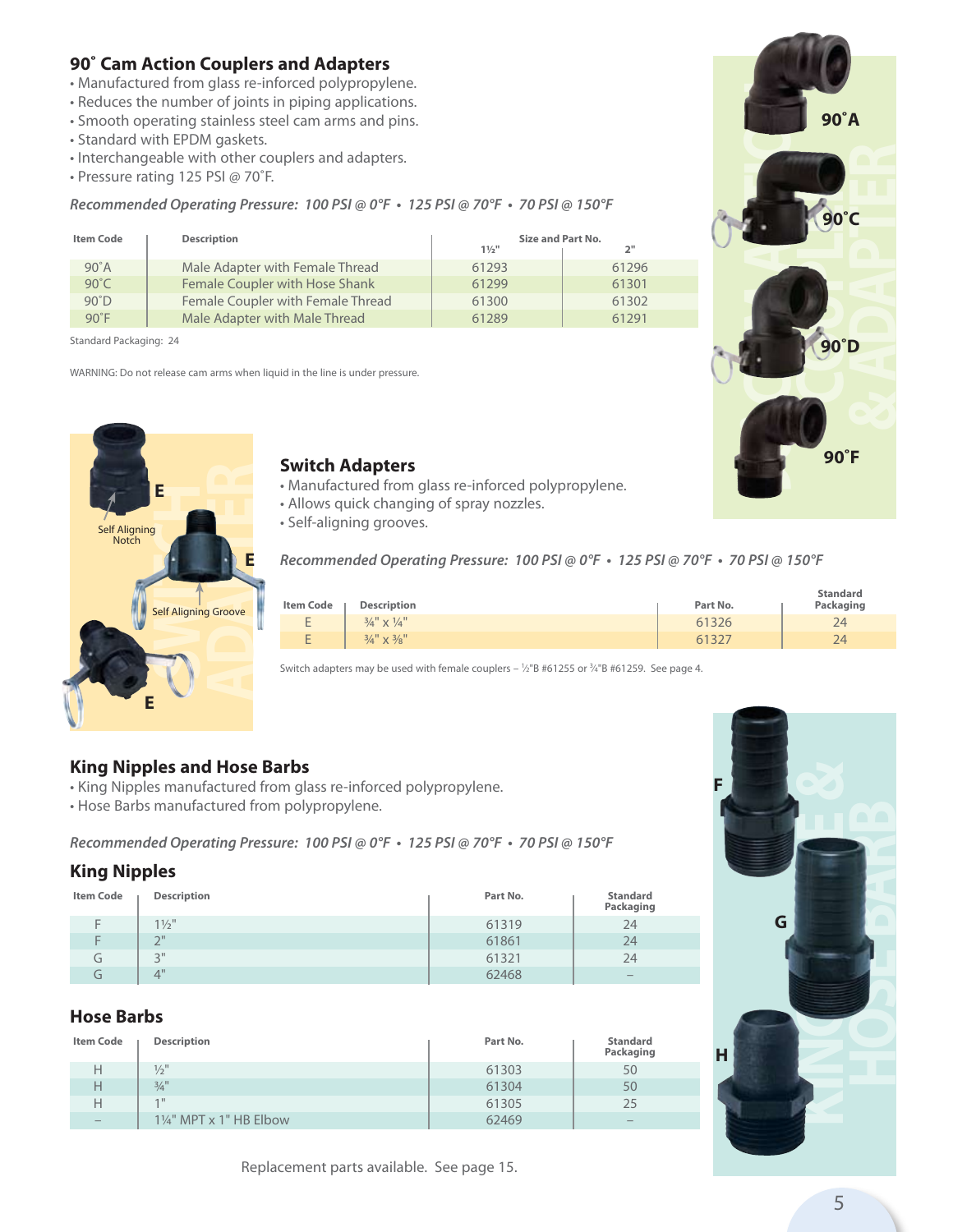## 90˚ Cam Action Couplers and Adapters

- Manufactured from glass re-inforced polypropylene.
- Reduces the number of joints in piping applications.
- Smooth operating stainless steel cam arms and pins.
- Standard with EPDM gaskets.
- Interchangeable with other couplers and adapters.
- Pressure rating 125 PSI @ 70˚F.

*Recommended Operating Pressure: 100 PSI @ 0°F • 125 PSI @ 70°F • 70 PSI @ 150°F*

| Item Code | Description | Size and Part No. | |
|---|---|---|---|
| | | 1½" | 2" |
| 90˚A | Male Adapter with Female Thread | 61293 | 61296 |
| 90˚C | Female Coupler with Hose Shank | 61299 | 61301 |
| 90˚D | Female Coupler with Female Thread | 61300 | 61302 |
| 90˚F | Male Adapter with Male Thread | 61289 | 61291 |

Standard Packaging: 24

WARNING: Do not release cam arms when liquid in the line is under pressure.

## Switch Adapters

- Manufactured from glass re-inforced polypropylene.
- Allows quick changing of spray nozzles.
- Self-aligning grooves.

*Recommended Operating Pressure: 100 PSI @ 0°F • 125 PSI @ 70°F • 70 PSI @ 150°F*

| Item Code | Description | Part No. | Standard Packaging |
|---|---|---|---|
| E | ¾" x ¼" | 61326 | 24 |
| E | ¾" x ⅜" | 61327 | 24 |

Switch adapters may be used with female couplers – ½"B #61255 or ¾"B #61259. See page 4.

## King Nipples and Hose Barbs

- King Nipples manufactured from glass re-inforced polypropylene.
- Hose Barbs manufactured from polypropylene.

*Recommended Operating Pressure: 100 PSI @ 0°F • 125 PSI @ 70°F • 70 PSI @ 150°F*

### King Nipples

| Item Code | Description | Part No. | Standard Packaging |
|---|---|---|---|
| F | 1½" | 61319 | 24 |
| F | 2" | 61861 | 24 |
| G | 3" | 61321 | 24 |
| G | 4" | 62468 | – |

### Hose Barbs

| Item Code | Description | Part No. | Standard Packaging |
|---|---|---|---|
| H | ½" | 61303 | 50 |
| H | ¾" | 61304 | 50 |
| H | 1" | 61305 | 25 |
| – | 1¼" MPT x 1" HB Elbow | 62469 | – |

Replacement parts available. See page 15.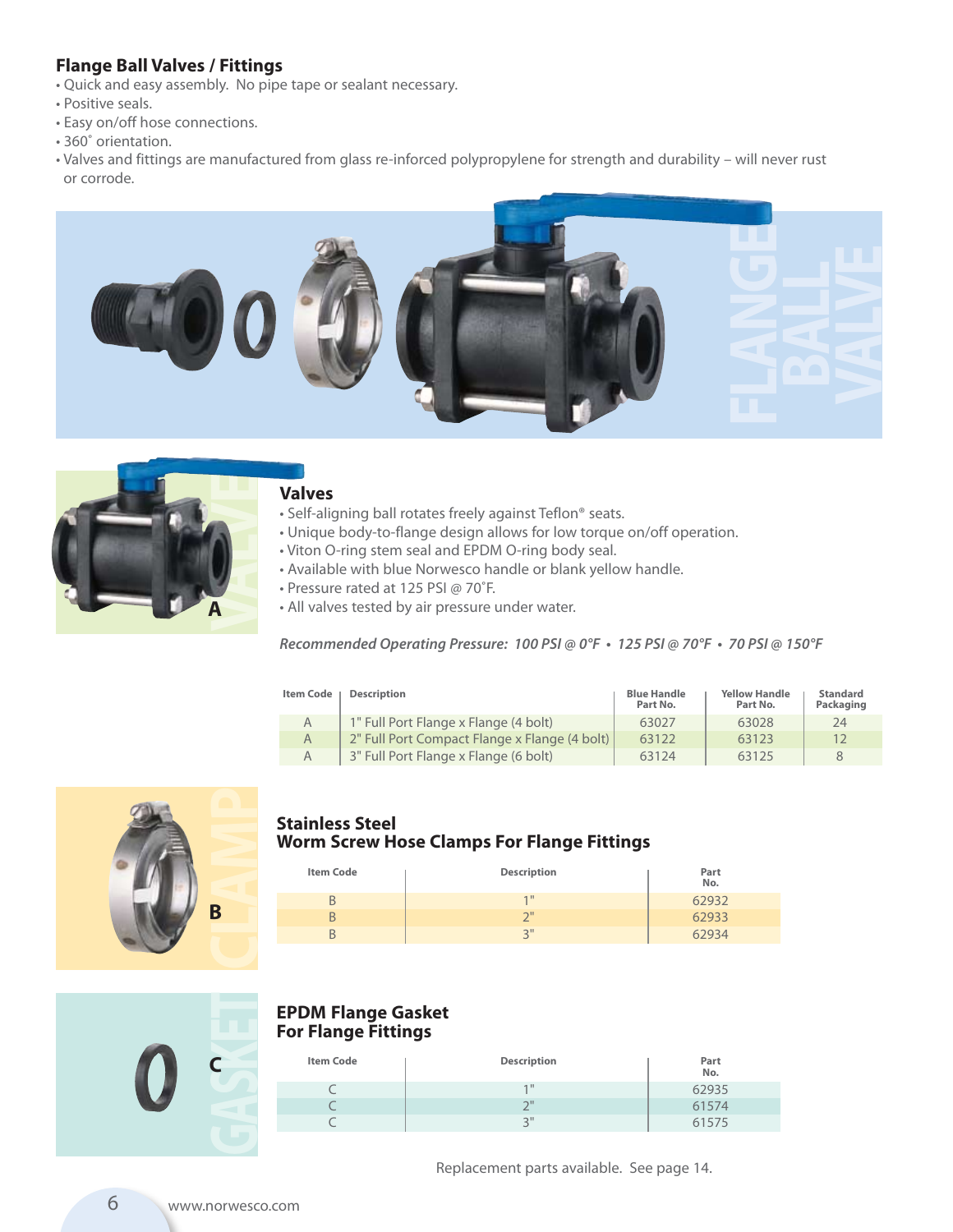## Flange Ball Valves / Fittings

- Quick and easy assembly. No pipe tape or sealant necessary.
- Positive seals.
- Easy on/off hose connections.
- 360˚ orientation.
- Valves and fittings are manufactured from glass re-inforced polypropylene for strength and durability – will never rust or corrode.

### Valves

- Self-aligning ball rotates freely against Teflon® seats.
- Unique body-to-flange design allows for low torque on/off operation.
- Viton O-ring stem seal and EPDM O-ring body seal.
- Available with blue Norwesco handle or blank yellow handle.
- Pressure rated at 125 PSI @ 70˚F.
- All valves tested by air pressure under water.

*Recommended Operating Pressure: 100 PSI @ 0°F • 125 PSI @ 70°F • 70 PSI @ 150°F*

| Item Code | Description | Blue Handle Part No. | Yellow Handle Part No. | Standard Packaging |
|---|---|---|---|---|
| A | 1" Full Port Flange x Flange (4 bolt) | 63027 | 63028 | 24 |
| A | 2" Full Port Compact Flange x Flange (4 bolt) | 63122 | 63123 | 12 |
| A | 3" Full Port Flange x Flange (6 bolt) | 63124 | 63125 | 8 |

### Stainless Steel Worm Screw Hose Clamps For Flange Fittings

| Item Code | Description | Part No. |
|---|---|---|
| B | 1" | 62932 |
| B | 2" | 62933 |
| B | 3" | 62934 |

### EPDM Flange Gasket For Flange Fittings

| Item Code | Description | Part No. |
|---|---|---|
| C | 1" | 62935 |
| C | 2" | 61574 |
| C | 3" | 61575 |

Replacement parts available. See page 14.

www.norwesco.com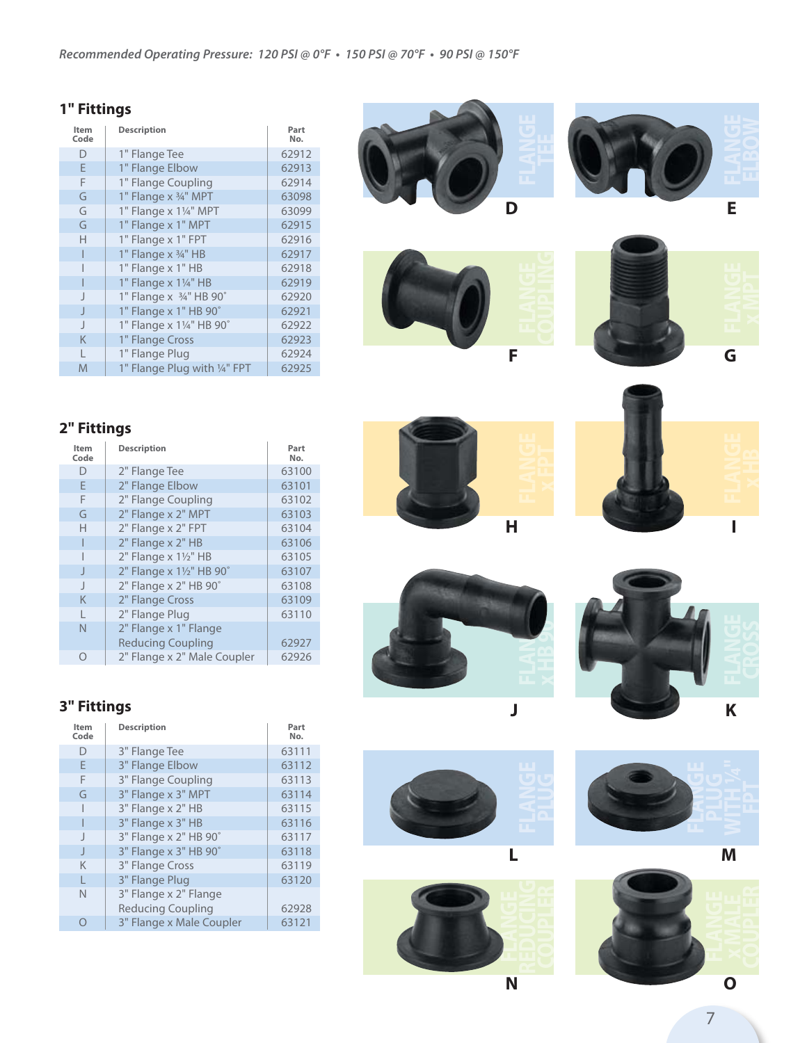*Recommended Operating Pressure: 120 PSI @ 0°F • 150 PSI @ 70°F • 90 PSI @ 150°F*

## 1" Fittings

| Item Code | Description | Part No. |
|---|---|---|
| D | 1" Flange Tee | 62912 |
| E | 1" Flange Elbow | 62913 |
| F | 1" Flange Coupling | 62914 |
| G | 1" Flange x ¾" MPT | 63098 |
| G | 1" Flange x 1¼" MPT | 63099 |
| G | 1" Flange x 1" MPT | 62915 |
| H | 1" Flange x 1" FPT | 62916 |
| I | 1" Flange x ¾" HB | 62917 |
| I | 1" Flange x 1" HB | 62918 |
| I | 1" Flange x 1¼" HB | 62919 |
| J | 1" Flange x ¾" HB 90˚ | 62920 |
| J | 1" Flange x 1" HB 90˚ | 62921 |
| J | 1" Flange x 1¼" HB 90˚ | 62922 |
| K | 1" Flange Cross | 62923 |
| L | 1" Flange Plug | 62924 |
| M | 1" Flange Plug with ¼" FPT | 62925 |

## 2" Fittings

| Item Code | Description | Part No. |
|---|---|---|
| D | 2" Flange Tee | 63100 |
| E | 2" Flange Elbow | 63101 |
| F | 2" Flange Coupling | 63102 |
| G | 2" Flange x 2" MPT | 63103 |
| H | 2" Flange x 2" FPT | 63104 |
| I | 2" Flange x 2" HB | 63106 |
| I | 2" Flange x 1½" HB | 63105 |
| J | 2" Flange x 1½" HB 90˚ | 63107 |
| J | 2" Flange x 2" HB 90˚ | 63108 |
| K | 2" Flange Cross | 63109 |
| L | 2" Flange Plug | 63110 |
| N | 2" Flange x 1" Flange Reducing Coupling | 62927 |
| O | 2" Flange x 2" Male Coupler | 62926 |

## 3" Fittings

| Item Code | Description | Part No. |
|---|---|---|
| D | 3" Flange Tee | 63111 |
| E | 3" Flange Elbow | 63112 |
| F | 3" Flange Coupling | 63113 |
| G | 3" Flange x 3" MPT | 63114 |
| I | 3" Flange x 2" HB | 63115 |
| I | 3" Flange x 3" HB | 63116 |
| J | 3" Flange x 2" HB 90˚ | 63117 |
| J | 3" Flange x 3" HB 90˚ | 63118 |
| K | 3" Flange Cross | 63119 |
| L | 3" Flange Plug | 63120 |
| N | 3" Flange x 2" Flange Reducing Coupling | 62928 |
| O | 3" Flange x Male Coupler | 63121 |

D — FLANGE TEE

E — FLANGE ELBOW

F — FLANGE COUPLING

G — FLANGE x MPT

H — FLANGE x FPT

I — FLANGE x HB

J — FLANGE x HB 90

K — FLANGE CROSS

L — FLANGE PLUG

M — FLANGE PLUG WITH ¼" FPT

N — FLANGE REDUCING COUPLER

O — FLANGE x MALE COUPLER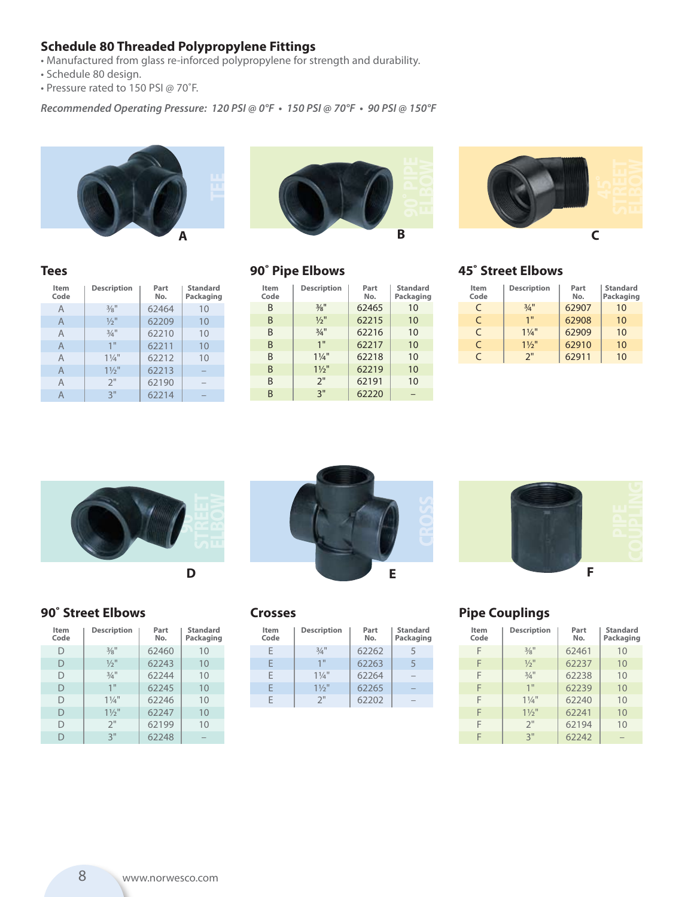## Schedule 80 Threaded Polypropylene Fittings

- Manufactured from glass re-inforced polypropylene for strength and durability.
- Schedule 80 design.
- Pressure rated to 150 PSI @ 70˚F.

*Recommended Operating Pressure: 120 PSI @ 0°F • 150 PSI @ 70°F • 90 PSI @ 150°F*

### Tees

| Item Code | Description | Part No. | Standard Packaging |
|---|---|---|---|
| A | ⅜" | 62464 | 10 |
| A | ½" | 62209 | 10 |
| A | ¾" | 62210 | 10 |
| A | 1" | 62211 | 10 |
| A | 1¼" | 62212 | 10 |
| A | 1½" | 62213 | – |
| A | 2" | 62190 | – |
| A | 3" | 62214 | – |

### 90˚ Pipe Elbows

| Item Code | Description | Part No. | Standard Packaging |
|---|---|---|---|
| B | ⅜" | 62465 | 10 |
| B | ½" | 62215 | 10 |
| B | ¾" | 62216 | 10 |
| B | 1" | 62217 | 10 |
| B | 1¼" | 62218 | 10 |
| B | 1½" | 62219 | 10 |
| B | 2" | 62191 | 10 |
| B | 3" | 62220 | – |

### 45˚ Street Elbows

| Item Code | Description | Part No. | Standard Packaging |
|---|---|---|---|
| C | ¾" | 62907 | 10 |
| C | 1" | 62908 | 10 |
| C | 1¼" | 62909 | 10 |
| C | 1½" | 62910 | 10 |
| C | 2" | 62911 | 10 |

### 90˚ Street Elbows

| Item Code | Description | Part No. | Standard Packaging |
|---|---|---|---|
| D | ⅜" | 62460 | 10 |
| D | ½" | 62243 | 10 |
| D | ¾" | 62244 | 10 |
| D | 1" | 62245 | 10 |
| D | 1¼" | 62246 | 10 |
| D | 1½" | 62247 | 10 |
| D | 2" | 62199 | 10 |
| D | 3" | 62248 | – |

### Crosses

| Item Code | Description | Part No. | Standard Packaging |
|---|---|---|---|
| E | ¾" | 62262 | 5 |
| E | 1" | 62263 | 5 |
| E | 1¼" | 62264 | – |
| E | 1½" | 62265 | – |
| E | 2" | 62202 | – |

### Pipe Couplings

| Item Code | Description | Part No. | Standard Packaging |
|---|---|---|---|
| F | ⅜" | 62461 | 10 |
| F | ½" | 62237 | 10 |
| F | ¾" | 62238 | 10 |
| F | 1" | 62239 | 10 |
| F | 1¼" | 62240 | 10 |
| F | 1½" | 62241 | 10 |
| F | 2" | 62194 | 10 |
| F | 3" | 62242 | – |

www.norwesco.com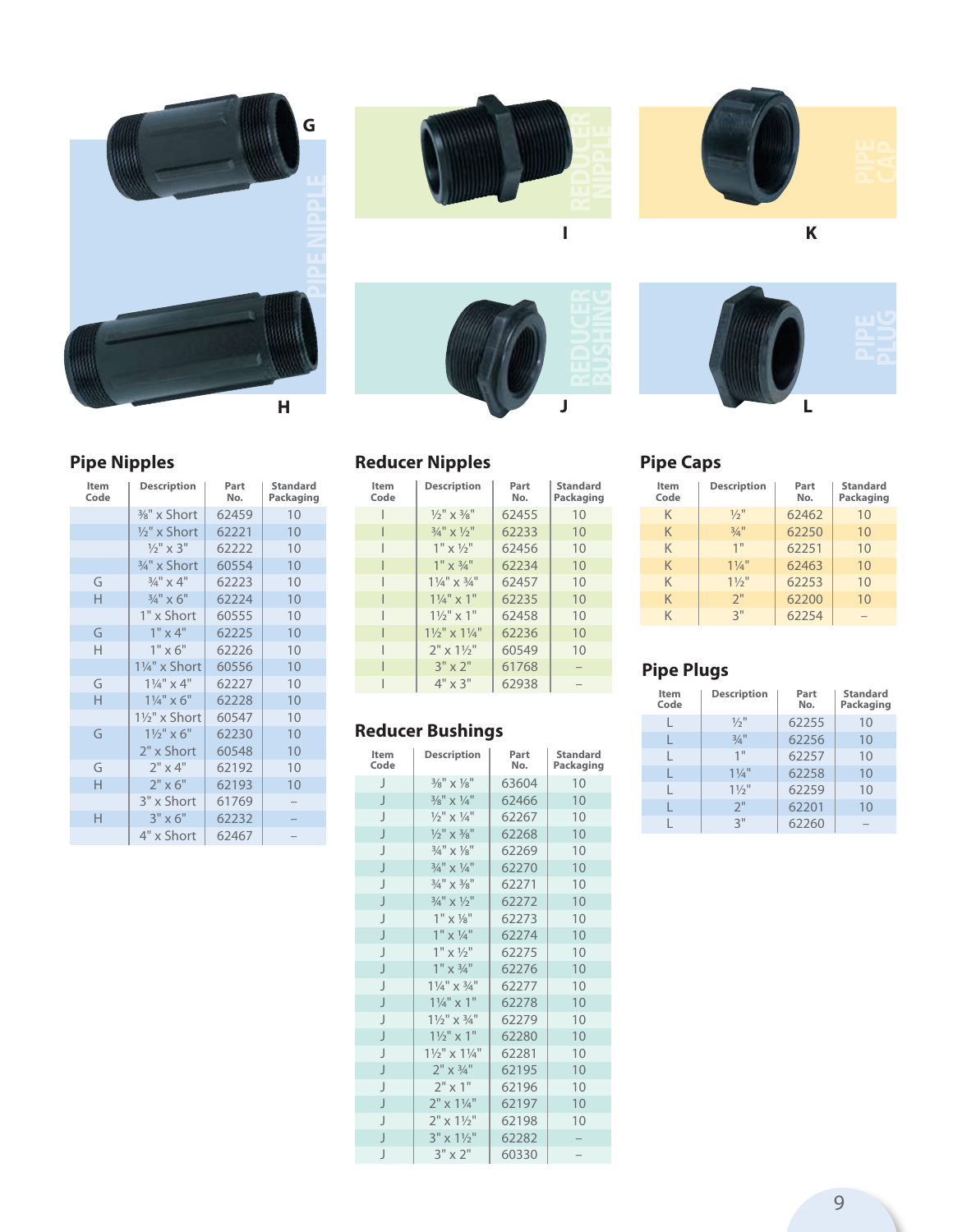## Pipe Nipples

| Item Code | Description | Part No. | Standard Packaging |
|---|---|---|---|
| | ⅜" x Short | 62459 | 10 |
| | ½" x Short | 62221 | 10 |
| | ½" x 3" | 62222 | 10 |
| | ¾" x Short | 60554 | 10 |
| G | ¾" x 4" | 62223 | 10 |
| H | ¾" x 6" | 62224 | 10 |
| | 1" x Short | 60555 | 10 |
| G | 1" x 4" | 62225 | 10 |
| H | 1" x 6" | 62226 | 10 |
| | 1¼" x Short | 60556 | 10 |
| G | 1¼" x 4" | 62227 | 10 |
| H | 1¼" x 6" | 62228 | 10 |
| | 1½" x Short | 60547 | 10 |
| G | 1½" x 6" | 62230 | 10 |
| | 2" x Short | 60548 | 10 |
| G | 2" x 4" | 62192 | 10 |
| H | 2" x 6" | 62193 | 10 |
| | 3" x Short | 61769 | – |
| H | 3" x 6" | 62232 | – |
| | 4" x Short | 62467 | – |

## Reducer Nipples

| Item Code | Description | Part No. | Standard Packaging |
|---|---|---|---|
| I | ½" x ⅜" | 62455 | 10 |
| I | ¾" x ½" | 62233 | 10 |
| I | 1" x ½" | 62456 | 10 |
| I | 1" x ¾" | 62234 | 10 |
| I | 1¼" x ¾" | 62457 | 10 |
| I | 1¼" x 1" | 62235 | 10 |
| I | 1½" x 1" | 62458 | 10 |
| I | 1½" x 1¼" | 62236 | 10 |
| I | 2" x 1½" | 60549 | 10 |
| I | 3" x 2" | 61768 | – |
| I | 4" x 3" | 62938 | – |

## Reducer Bushings

| Item Code | Description | Part No. | Standard Packaging |
|---|---|---|---|
| J | ⅜" x ⅛" | 63604 | 10 |
| J | ⅜" x ¼" | 62466 | 10 |
| J | ½" x ¼" | 62267 | 10 |
| J | ½" x ⅜" | 62268 | 10 |
| J | ¾" x ⅛" | 62269 | 10 |
| J | ¾" x ¼" | 62270 | 10 |
| J | ¾" x ⅜" | 62271 | 10 |
| J | ¾" x ½" | 62272 | 10 |
| J | 1" x ⅛" | 62273 | 10 |
| J | 1" x ¼" | 62274 | 10 |
| J | 1" x ½" | 62275 | 10 |
| J | 1" x ¾" | 62276 | 10 |
| J | 1¼" x ¾" | 62277 | 10 |
| J | 1¼" x 1" | 62278 | 10 |
| J | 1½" x ¾" | 62279 | 10 |
| J | 1½" x 1" | 62280 | 10 |
| J | 1½" x 1¼" | 62281 | 10 |
| J | 2" x ¾" | 62195 | 10 |
| J | 2" x 1" | 62196 | 10 |
| J | 2" x 1¼" | 62197 | 10 |
| J | 2" x 1½" | 62198 | 10 |
| J | 3" x 1½" | 62282 | – |
| J | 3" x 2" | 60330 | – |

## Pipe Caps

| Item Code | Description | Part No. | Standard Packaging |
|---|---|---|---|
| K | ½" | 62462 | 10 |
| K | ¾" | 62250 | 10 |
| K | 1" | 62251 | 10 |
| K | 1¼" | 62463 | 10 |
| K | 1½" | 62253 | 10 |
| K | 2" | 62200 | 10 |
| K | 3" | 62254 | – |

## Pipe Plugs

| Item Code | Description | Part No. | Standard Packaging |
|---|---|---|---|
| L | ½" | 62255 | 10 |
| L | ¾" | 62256 | 10 |
| L | 1" | 62257 | 10 |
| L | 1¼" | 62258 | 10 |
| L | 1½" | 62259 | 10 |
| L | 2" | 62201 | 10 |
| L | 3" | 62260 | – |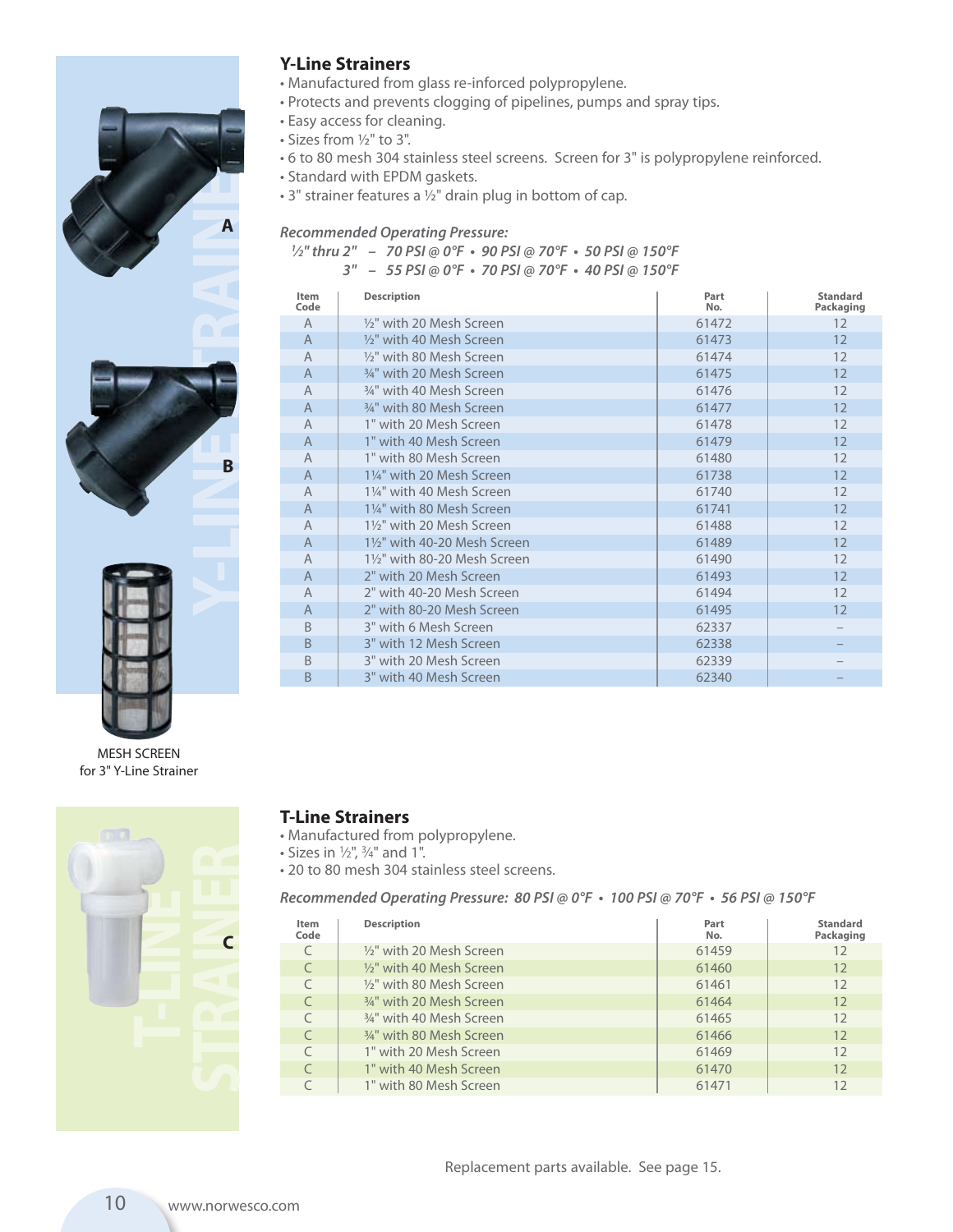## Y-Line Strainers

- Manufactured from glass re-inforced polypropylene.
- Protects and prevents clogging of pipelines, pumps and spray tips.
- Easy access for cleaning.
- Sizes from ½" to 3".
- 6 to 80 mesh 304 stainless steel screens. Screen for 3" is polypropylene reinforced.
- Standard with EPDM gaskets.
- 3" strainer features a ½" drain plug in bottom of cap.

*Recommended Operating Pressure:*

*½" thru 2" – 70 PSI @ 0°F • 90 PSI @ 70°F • 50 PSI @ 150°F*

*3" – 55 PSI @ 0°F • 70 PSI @ 70°F • 40 PSI @ 150°F*

| Item Code | Description | Part No. | Standard Packaging |
|---|---|---|---|
| A | ½" with 20 Mesh Screen | 61472 | 12 |
| A | ½" with 40 Mesh Screen | 61473 | 12 |
| A | ½" with 80 Mesh Screen | 61474 | 12 |
| A | ¾" with 20 Mesh Screen | 61475 | 12 |
| A | ¾" with 40 Mesh Screen | 61476 | 12 |
| A | ¾" with 80 Mesh Screen | 61477 | 12 |
| A | 1" with 20 Mesh Screen | 61478 | 12 |
| A | 1" with 40 Mesh Screen | 61479 | 12 |
| A | 1" with 80 Mesh Screen | 61480 | 12 |
| A | 1¼" with 20 Mesh Screen | 61738 | 12 |
| A | 1¼" with 40 Mesh Screen | 61740 | 12 |
| A | 1¼" with 80 Mesh Screen | 61741 | 12 |
| A | 1½" with 20 Mesh Screen | 61488 | 12 |
| A | 1½" with 40-20 Mesh Screen | 61489 | 12 |
| A | 1½" with 80-20 Mesh Screen | 61490 | 12 |
| A | 2" with 20 Mesh Screen | 61493 | 12 |
| A | 2" with 40-20 Mesh Screen | 61494 | 12 |
| A | 2" with 80-20 Mesh Screen | 61495 | 12 |
| B | 3" with 6 Mesh Screen | 62337 | – |
| B | 3" with 12 Mesh Screen | 62338 | – |
| B | 3" with 20 Mesh Screen | 62339 | – |
| B | 3" with 40 Mesh Screen | 62340 | – |

MESH SCREEN
for 3" Y-Line Strainer

## T-Line Strainers

- Manufactured from polypropylene.
- Sizes in ½", ¾" and 1".
- 20 to 80 mesh 304 stainless steel screens.

*Recommended Operating Pressure: 80 PSI @ 0°F • 100 PSI @ 70°F • 56 PSI @ 150°F*

| Item Code | Description | Part No. | Standard Packaging |
|---|---|---|---|
| C | ½" with 20 Mesh Screen | 61459 | 12 |
| C | ½" with 40 Mesh Screen | 61460 | 12 |
| C | ½" with 80 Mesh Screen | 61461 | 12 |
| C | ¾" with 20 Mesh Screen | 61464 | 12 |
| C | ¾" with 40 Mesh Screen | 61465 | 12 |
| C | ¾" with 80 Mesh Screen | 61466 | 12 |
| C | 1" with 20 Mesh Screen | 61469 | 12 |
| C | 1" with 40 Mesh Screen | 61470 | 12 |
| C | 1" with 80 Mesh Screen | 61471 | 12 |

Replacement parts available. See page 15.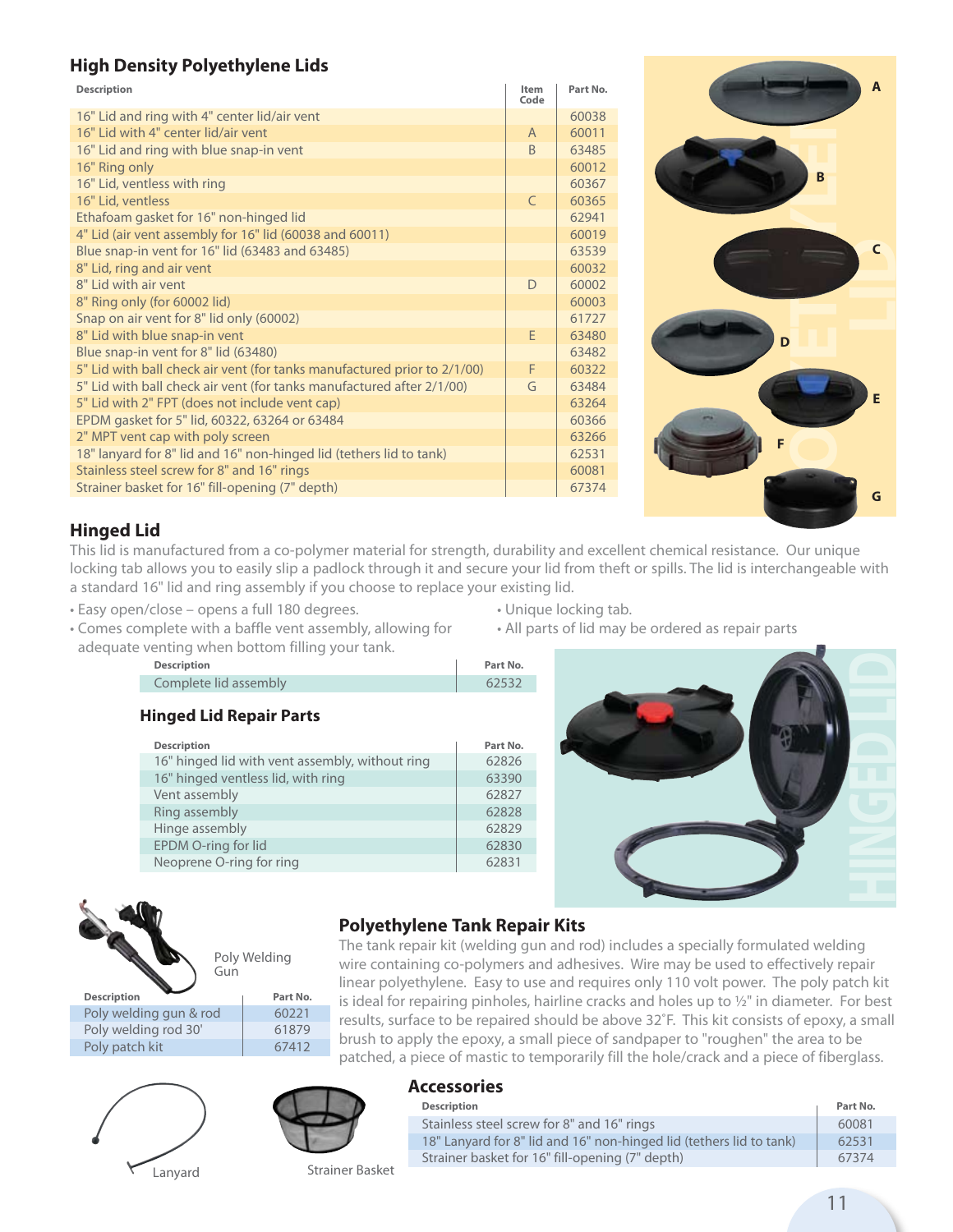## High Density Polyethylene Lids

| Description | Item Code | Part No. |
|---|---|---|
| 16" Lid and ring with 4" center lid/air vent | | 60038 |
| 16" Lid with 4" center lid/air vent | A | 60011 |
| 16" Lid and ring with blue snap-in vent | B | 63485 |
| 16" Ring only | | 60012 |
| 16" Lid, ventless with ring | | 60367 |
| 16" Lid, ventless | C | 60365 |
| Ethafoam gasket for 16" non-hinged lid | | 62941 |
| 4" Lid (air vent assembly for 16" lid (60038 and 60011) | | 60019 |
| Blue snap-in vent for 16" lid (63483 and 63485) | | 63539 |
| 8" Lid, ring and air vent | | 60032 |
| 8" Lid with air vent | D | 60002 |
| 8" Ring only (for 60002 lid) | | 60003 |
| Snap on air vent for 8" lid only (60002) | | 61727 |
| 8" Lid with blue snap-in vent | E | 63480 |
| Blue snap-in vent for 8" lid (63480) | | 63482 |
| 5" Lid with ball check air vent (for tanks manufactured prior to 2/1/00) | F | 60322 |
| 5" Lid with ball check air vent (for tanks manufactured after 2/1/00) | G | 63484 |
| 5" Lid with 2" FPT (does not include vent cap) | | 63264 |
| EPDM gasket for 5" lid, 60322, 63264 or 63484 | | 60366 |
| 2" MPT vent cap with poly screen | | 63266 |
| 18" lanyard for 8" lid and 16" non-hinged lid (tethers lid to tank) | | 62531 |
| Stainless steel screw for 8" and 16" rings | | 60081 |
| Strainer basket for 16" fill-opening (7" depth) | | 67374 |

## Hinged Lid

This lid is manufactured from a co-polymer material for strength, durability and excellent chemical resistance. Our unique locking tab allows you to easily slip a padlock through it and secure your lid from theft or spills. The lid is interchangeable with a standard 16" lid and ring assembly if you choose to replace your existing lid.

- Easy open/close – opens a full 180 degrees.
- Comes complete with a baffle vent assembly, allowing for adequate venting when bottom filling your tank.
- Unique locking tab.
- All parts of lid may be ordered as repair parts

| Description | Part No. |
|---|---|
| Complete lid assembly | 62532 |

### Hinged Lid Repair Parts

| Description | Part No. |
|---|---|
| 16" hinged lid with vent assembly, without ring | 62826 |
| 16" hinged ventless lid, with ring | 63390 |
| Vent assembly | 62827 |
| Ring assembly | 62828 |
| Hinge assembly | 62829 |
| EPDM O-ring for lid | 62830 |
| Neoprene O-ring for ring | 62831 |

Poly Welding Gun

| Description | Part No. |
|---|---|
| Poly welding gun & rod | 60221 |
| Poly welding rod 30' | 61879 |
| Poly patch kit | 67412 |

## Polyethylene Tank Repair Kits

The tank repair kit (welding gun and rod) includes a specially formulated welding wire containing co-polymers and adhesives. Wire may be used to effectively repair linear polyethylene. Easy to use and requires only 110 volt power. The poly patch kit is ideal for repairing pinholes, hairline cracks and holes up to ½" in diameter. For best results, surface to be repaired should be above 32˚F. This kit consists of epoxy, a small brush to apply the epoxy, a small piece of sandpaper to "roughen" the area to be patched, a piece of mastic to temporarily fill the hole/crack and a piece of fiberglass.

Lanyard

Strainer Basket

## Accessories

| Description | Part No. |
|---|---|
| Stainless steel screw for 8" and 16" rings | 60081 |
| 18" Lanyard for 8" lid and 16" non-hinged lid (tethers lid to tank) | 62531 |
| Strainer basket for 16" fill-opening (7" depth) | 67374 |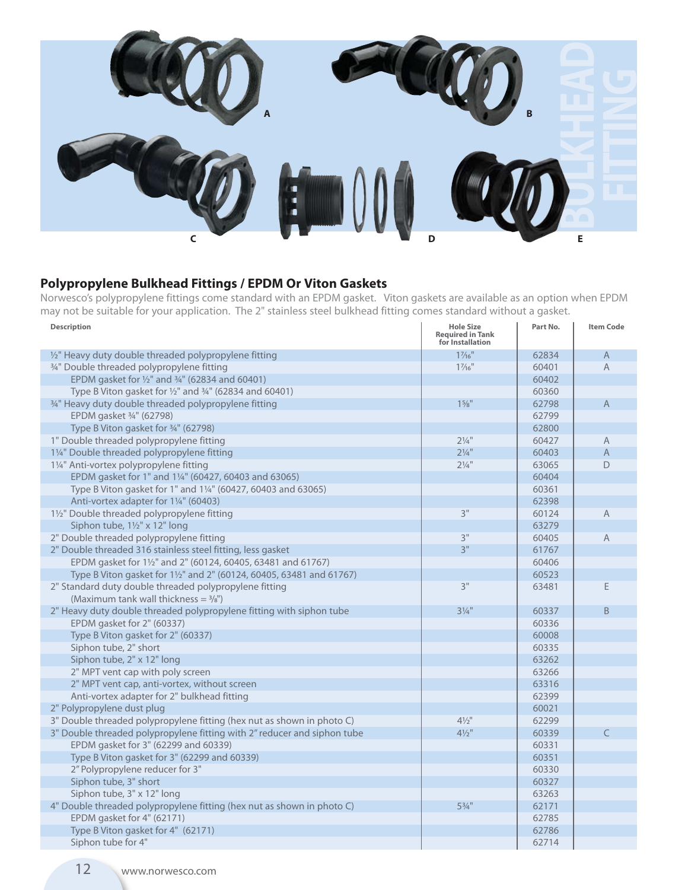## Polypropylene Bulkhead Fittings / EPDM Or Viton Gaskets

Norwesco's polypropylene fittings come standard with an EPDM gasket. Viton gaskets are available as an option when EPDM may not be suitable for your application. The 2" stainless steel bulkhead fitting comes standard without a gasket.

| Description | Hole Size Required in Tank for Installation | Part No. | Item Code |
|---|---|---|---|
| ½" Heavy duty double threaded polypropylene fitting | 1⁷⁄₁₆" | 62834 | A |
| ¾" Double threaded polypropylene fitting | 1⁷⁄₁₆" | 60401 | A |
| EPDM gasket for ½" and ¾" (62834 and 60401) | | 60402 | |
| Type B Viton gasket for ½" and ¾" (62834 and 60401) | | 60360 | |
| ¾" Heavy duty double threaded polypropylene fitting | 1⅝" | 62798 | A |
| EPDM gasket ¾" (62798) | | 62799 | |
| Type B Viton gasket for ¾" (62798) | | 62800 | |
| 1" Double threaded polypropylene fitting | 2¼" | 60427 | A |
| 1¼" Double threaded polypropylene fitting | 2¼" | 60403 | A |
| 1¼" Anti-vortex polypropylene fitting | 2¼" | 63065 | D |
| EPDM gasket for 1" and 1¼" (60427, 60403 and 63065) | | 60404 | |
| Type B Viton gasket for 1" and 1¼" (60427, 60403 and 63065) | | 60361 | |
| Anti-vortex adapter for 1¼" (60403) | | 62398 | |
| 1½" Double threaded polypropylene fitting | 3" | 60124 | A |
| Siphon tube, 1½" x 12" long | | 63279 | |
| 2" Double threaded polypropylene fitting | 3" | 60405 | A |
| 2" Double threaded 316 stainless steel fitting, less gasket | 3" | 61767 | |
| EPDM gasket for 1½" and 2" (60124, 60405, 63481 and 61767) | | 60406 | |
| Type B Viton gasket for 1½" and 2" (60124, 60405, 63481 and 61767) | | 60523 | |
| 2" Standard duty double threaded polypropylene fitting (Maximum tank wall thickness = ⅜") | 3" | 63481 | E |
| 2" Heavy duty double threaded polypropylene fitting with siphon tube | 3¼" | 60337 | B |
| EPDM gasket for 2" (60337) | | 60336 | |
| Type B Viton gasket for 2" (60337) | | 60008 | |
| Siphon tube, 2" short | | 60335 | |
| Siphon tube, 2" x 12" long | | 63262 | |
| 2" MPT vent cap with poly screen | | 63266 | |
| 2" MPT vent cap, anti-vortex, without screen | | 63316 | |
| Anti-vortex adapter for 2" bulkhead fitting | | 62399 | |
| 2" Polypropylene dust plug | | 60021 | |
| 3" Double threaded polypropylene fitting (hex nut as shown in photo C) | 4½" | 62299 | |
| 3" Double threaded polypropylene fitting with 2" reducer and siphon tube | 4½" | 60339 | C |
| EPDM gasket for 3" (62299 and 60339) | | 60331 | |
| Type B Viton gasket for 3" (62299 and 60339) | | 60351 | |
| 2" Polypropylene reducer for 3" | | 60330 | |
| Siphon tube, 3" short | | 60327 | |
| Siphon tube, 3" x 12" long | | 63263 | |
| 4" Double threaded polypropylene fitting (hex nut as shown in photo C) | 5¾" | 62171 | |
| EPDM gasket for 4" (62171) | | 62785 | |
| Type B Viton gasket for 4" (62171) | | 62786 | |
| Siphon tube for 4" | | 62714 | |

www.norwesco.com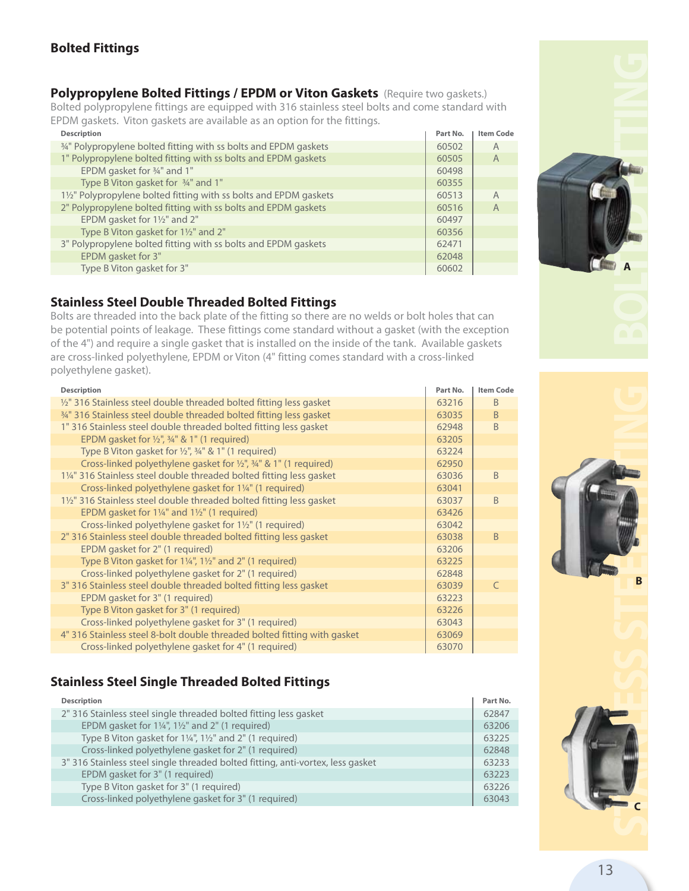## Bolted Fittings

### Polypropylene Bolted Fittings / EPDM or Viton Gaskets (Require two gaskets.)

Bolted polypropylene fittings are equipped with 316 stainless steel bolts and come standard with EPDM gaskets. Viton gaskets are available as an option for the fittings.

| Description | Part No. | Item Code |
|---|---|---|
| ¾" Polypropylene bolted fitting with ss bolts and EPDM gaskets | 60502 | A |
| 1" Polypropylene bolted fitting with ss bolts and EPDM gaskets | 60505 | A |
| EPDM gasket for ¾" and 1" | 60498 | |
| Type B Viton gasket for ¾" and 1" | 60355 | |
| 1½" Polypropylene bolted fitting with ss bolts and EPDM gaskets | 60513 | A |
| 2" Polypropylene bolted fitting with ss bolts and EPDM gaskets | 60516 | A |
| EPDM gasket for 1½" and 2" | 60497 | |
| Type B Viton gasket for 1½" and 2" | 60356 | |
| 3" Polypropylene bolted fitting with ss bolts and EPDM gaskets | 62471 | |
| EPDM gasket for 3" | 62048 | |
| Type B Viton gasket for 3" | 60602 | |

### Stainless Steel Double Threaded Bolted Fittings

Bolts are threaded into the back plate of the fitting so there are no welds or bolt holes that can be potential points of leakage. These fittings come standard without a gasket (with the exception of the 4") and require a single gasket that is installed on the inside of the tank. Available gaskets are cross-linked polyethylene, EPDM or Viton (4" fitting comes standard with a cross-linked polyethylene gasket).

| Description | Part No. | Item Code |
|---|---|---|
| ½" 316 Stainless steel double threaded bolted fitting less gasket | 63216 | B |
| ¾" 316 Stainless steel double threaded bolted fitting less gasket | 63035 | B |
| 1" 316 Stainless steel double threaded bolted fitting less gasket | 62948 | B |
| EPDM gasket for ½", ¾" & 1" (1 required) | 63205 | |
| Type B Viton gasket for ½", ¾" & 1" (1 required) | 63224 | |
| Cross-linked polyethylene gasket for ½", ¾" & 1" (1 required) | 62950 | |
| 1¼" 316 Stainless steel double threaded bolted fitting less gasket | 63036 | B |
| Cross-linked polyethylene gasket for 1¼" (1 required) | 63041 | |
| 1½" 316 Stainless steel double threaded bolted fitting less gasket | 63037 | B |
| EPDM gasket for 1¼" and 1½" (1 required) | 63426 | |
| Cross-linked polyethylene gasket for 1½" (1 required) | 63042 | |
| 2" 316 Stainless steel double threaded bolted fitting less gasket | 63038 | B |
| EPDM gasket for 2" (1 required) | 63206 | |
| Type B Viton gasket for 1¼", 1½" and 2" (1 required) | 63225 | |
| Cross-linked polyethylene gasket for 2" (1 required) | 62848 | |
| 3" 316 Stainless steel double threaded bolted fitting less gasket | 63039 | C |
| EPDM gasket for 3" (1 required) | 63223 | |
| Type B Viton gasket for 3" (1 required) | 63226 | |
| Cross-linked polyethylene gasket for 3" (1 required) | 63043 | |
| 4" 316 Stainless steel 8-bolt double threaded bolted fitting with gasket | 63069 | |
| Cross-linked polyethylene gasket for 4" (1 required) | 63070 | |

### Stainless Steel Single Threaded Bolted Fittings

| Description | Part No. |
|---|---|
| 2" 316 Stainless steel single threaded bolted fitting less gasket | 62847 |
| EPDM gasket for 1¼", 1½" and 2" (1 required) | 63206 |
| Type B Viton gasket for 1¼", 1½" and 2" (1 required) | 63225 |
| Cross-linked polyethylene gasket for 2" (1 required) | 62848 |
| 3" 316 Stainless steel single threaded bolted fitting, anti-vortex, less gasket | 63233 |
| EPDM gasket for 3" (1 required) | 63223 |
| Type B Viton gasket for 3" (1 required) | 63226 |
| Cross-linked polyethylene gasket for 3" (1 required) | 63043 |

BOLTED FITTING

A

STAINLESS STEEL FITTING

B

C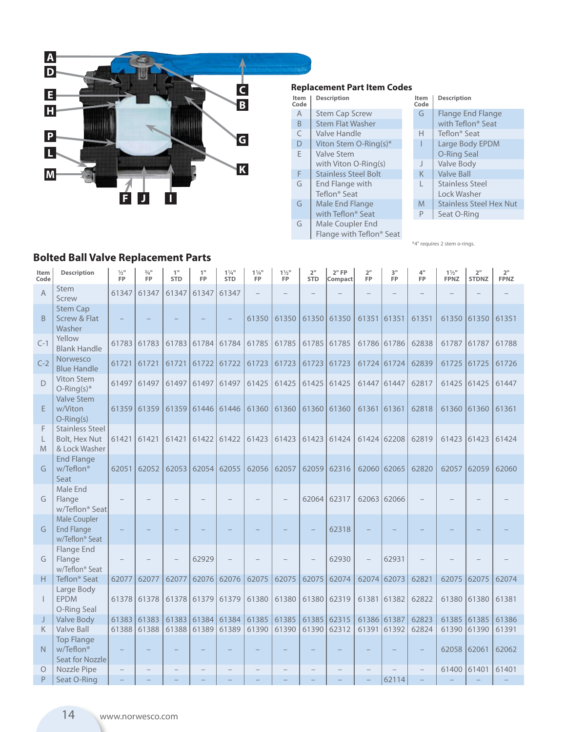## Replacement Part Item Codes

| Item Code | Description | Item Code | Description |
|---|---|---|---|
| A | Stem Cap Screw | G | Flange End Flange with Teflon® Seat |
| B | Stem Flat Washer | H | Teflon® Seat |
| C | Valve Handle | I | Large Body EPDM O-Ring Seal |
| D | Viton Stem O-Ring(s)* | J | Valve Body |
| E | Valve Stem with Viton O-Ring(s) | K | Valve Ball |
| F | Stainless Steel Bolt | L | Stainless Steel Lock Washer |
| G | End Flange with Teflon® Seat | M | Stainless Steel Hex Nut |
| G | Male End Flange with Teflon® Seat | P | Seat O-Ring |
| G | Male Coupler End Flange with Teflon® Seat | | |

*4" requires 2 stem o-rings.

## Bolted Ball Valve Replacement Parts

| Item Code | Description | ½" FP | ¾" FP | 1" STD | 1" FP | 1¼" STD | 1¼" FP | 1½" FP | 2" STD | 2" FP Compact | 2" FP | 3" FP | 4" FP | 1½" FPNZ | 2" STDNZ | 2" FPNZ |
|---|---|---|---|---|---|---|---|---|---|---|---|---|---|---|---|---|
| A | Stem Screw | 61347 | 61347 | 61347 | 61347 | 61347 | – | – | – | – | – | – | – | – | – | – |
| B | Stem Cap Screw & Flat Washer | – | – | – | – | – | 61350 | 61350 | 61350 | 61350 | 61351 | 61351 | 61351 | 61350 | 61350 | 61351 |
| C-1 | Yellow Blank Handle | 61783 | 61783 | 61783 | 61784 | 61784 | 61785 | 61785 | 61785 | 61785 | 61786 | 61786 | 62838 | 61787 | 61787 | 61788 |
| C-2 | Norwesco Blue Handle | 61721 | 61721 | 61721 | 61722 | 61722 | 61723 | 61723 | 61723 | 61723 | 61724 | 61724 | 62839 | 61725 | 61725 | 61726 |
| D | Viton Stem O-Ring(s)* | 61497 | 61497 | 61497 | 61497 | 61497 | 61425 | 61425 | 61425 | 61425 | 61447 | 61447 | 62817 | 61425 | 61425 | 61447 |
| E | Valve Stem w/Viton O-Ring(s) | 61359 | 61359 | 61359 | 61446 | 61446 | 61360 | 61360 | 61360 | 61360 | 61361 | 61361 | 62818 | 61360 | 61360 | 61361 |
| F L M | Stainless Steel Bolt, Hex Nut & Lock Washer | 61421 | 61421 | 61421 | 61422 | 61422 | 61423 | 61423 | 61423 | 61424 | 61424 | 62208 | 62819 | 61423 | 61423 | 61424 |
| G | End Flange w/Teflon® Seat | 62051 | 62052 | 62053 | 62054 | 62055 | 62056 | 62057 | 62059 | 62316 | 62060 | 62065 | 62820 | 62057 | 62059 | 62060 |
| G | Male End Flange w/Teflon® Seat | – | – | – | – | – | – | – | 62064 | 62317 | 62063 | 62066 | – | – | – | – |
| G | Male Coupler End Flange w/Teflon® Seat | – | – | – | – | – | – | – | – | 62318 | – | – | – | – | – | – |
| G | Flange End Flange w/Teflon® Seat | – | – | – | 62929 | – | – | – | – | 62930 | – | 62931 | – | – | – | – |
| H | Teflon® Seat | 62077 | 62077 | 62077 | 62076 | 62076 | 62075 | 62075 | 62075 | 62074 | 62074 | 62073 | 62821 | 62075 | 62075 | 62074 |
| I | Large Body EPDM O-Ring Seal | 61378 | 61378 | 61378 | 61379 | 61379 | 61380 | 61380 | 61380 | 62319 | 61381 | 61382 | 62822 | 61380 | 61380 | 61381 |
| J | Valve Body | 61383 | 61383 | 61383 | 61384 | 61384 | 61385 | 61385 | 61385 | 62315 | 61386 | 61387 | 62823 | 61385 | 61385 | 61386 |
| K | Valve Ball | 61388 | 61388 | 61388 | 61389 | 61389 | 61390 | 61390 | 61390 | 62312 | 61391 | 61392 | 62824 | 61390 | 61390 | 61391 |
| N | Top Flange w/Teflon® Seat for Nozzle | – | – | – | – | – | – | – | – | – | – | – | – | 62058 | 62061 | 62062 |
| O | Nozzle Pipe | – | – | – | – | – | – | – | – | – | – | – | – | 61400 | 61401 | 61401 |
| P | Seat O-Ring | – | – | – | – | – | – | – | – | – | – | 62114 | – | – | – | – |

www.norwesco.com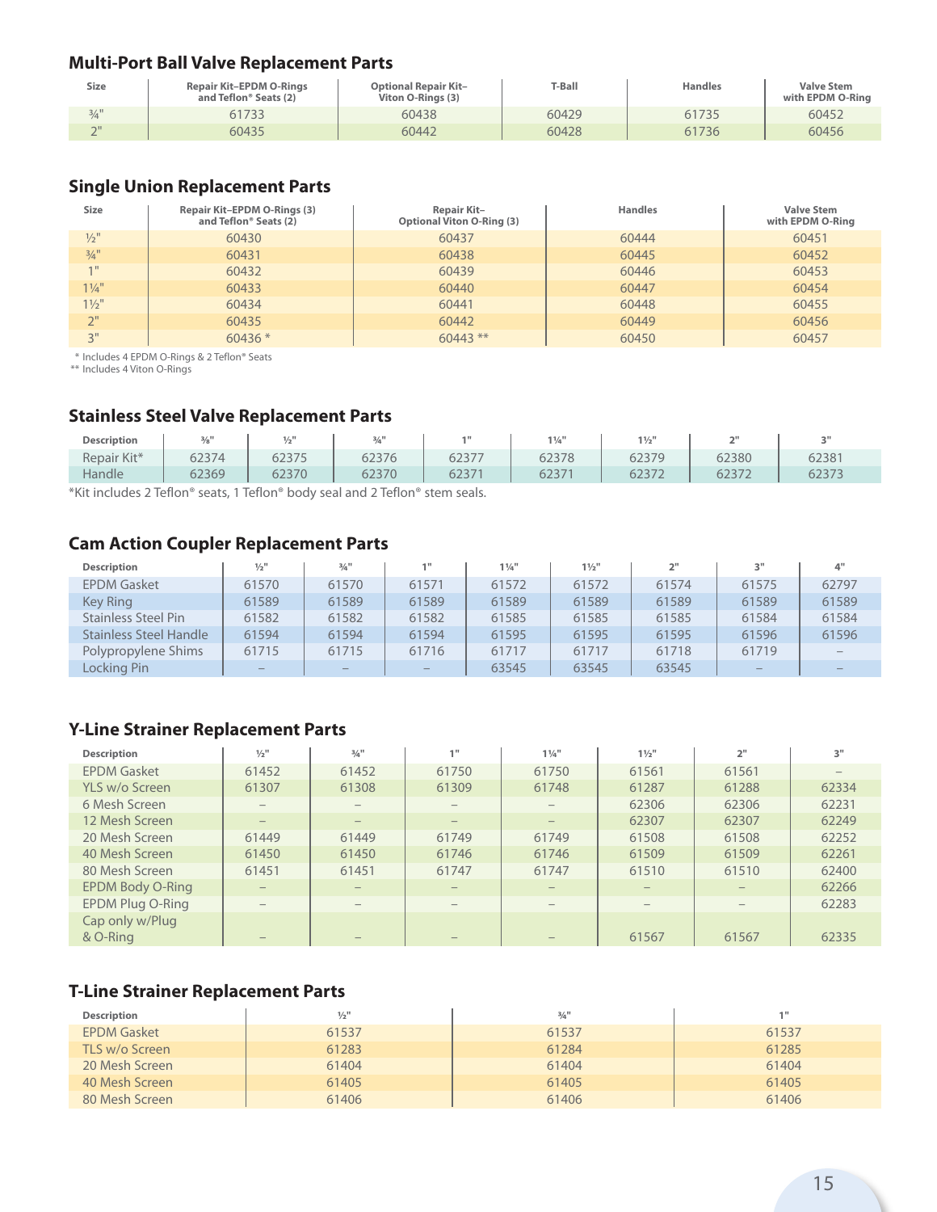## Multi-Port Ball Valve Replacement Parts

| Size | Repair Kit–EPDM O-Rings and Teflon® Seats (2) | Optional Repair Kit–Viton O-Rings (3) | T-Ball | Handles | Valve Stem with EPDM O-Ring |
|---|---|---|---|---|---|
| ¾" | 61733 | 60438 | 60429 | 61735 | 60452 |
| 2" | 60435 | 60442 | 60428 | 61736 | 60456 |

## Single Union Replacement Parts

| Size | Repair Kit–EPDM O-Rings (3) and Teflon® Seats (2) | Repair Kit–Optional Viton O-Ring (3) | Handles | Valve Stem with EPDM O-Ring |
|---|---|---|---|---|
| ½" | 60430 | 60437 | 60444 | 60451 |
| ¾" | 60431 | 60438 | 60445 | 60452 |
| 1" | 60432 | 60439 | 60446 | 60453 |
| 1¼" | 60433 | 60440 | 60447 | 60454 |
| 1½" | 60434 | 60441 | 60448 | 60455 |
| 2" | 60435 | 60442 | 60449 | 60456 |
| 3" | 60436 * | 60443 ** | 60450 | 60457 |

\* Includes 4 EPDM O-Rings & 2 Teflon® Seats
** Includes 4 Viton O-Rings

## Stainless Steel Valve Replacement Parts

| Description | ⅜" | ½" | ¾" | 1" | 1¼" | 1½" | 2" | 3" |
|---|---|---|---|---|---|---|---|---|
| Repair Kit* | 62374 | 62375 | 62376 | 62377 | 62378 | 62379 | 62380 | 62381 |
| Handle | 62369 | 62370 | 62370 | 62371 | 62371 | 62372 | 62372 | 62373 |

*Kit includes 2 Teflon® seats, 1 Teflon® body seal and 2 Teflon® stem seals.

## Cam Action Coupler Replacement Parts

| Description | ½" | ¾" | 1" | 1¼" | 1½" | 2" | 3" | 4" |
|---|---|---|---|---|---|---|---|---|
| EPDM Gasket | 61570 | 61570 | 61571 | 61572 | 61572 | 61574 | 61575 | 62797 |
| Key Ring | 61589 | 61589 | 61589 | 61589 | 61589 | 61589 | 61589 | 61589 |
| Stainless Steel Pin | 61582 | 61582 | 61582 | 61585 | 61585 | 61585 | 61584 | 61584 |
| Stainless Steel Handle | 61594 | 61594 | 61594 | 61595 | 61595 | 61595 | 61596 | 61596 |
| Polypropylene Shims | 61715 | 61715 | 61716 | 61717 | 61717 | 61718 | 61719 | – |
| Locking Pin | – | – | – | 63545 | 63545 | 63545 | – | – |

## Y-Line Strainer Replacement Parts

| Description | ½" | ¾" | 1" | 1¼" | 1½" | 2" | 3" |
|---|---|---|---|---|---|---|---|
| EPDM Gasket | 61452 | 61452 | 61750 | 61750 | 61561 | 61561 | – |
| YLS w/o Screen | 61307 | 61308 | 61309 | 61748 | 61287 | 61288 | 62334 |
| 6 Mesh Screen | – | – | – | – | 62306 | 62306 | 62231 |
| 12 Mesh Screen | – | – | – | – | 62307 | 62307 | 62249 |
| 20 Mesh Screen | 61449 | 61449 | 61749 | 61749 | 61508 | 61508 | 62252 |
| 40 Mesh Screen | 61450 | 61450 | 61746 | 61746 | 61509 | 61509 | 62261 |
| 80 Mesh Screen | 61451 | 61451 | 61747 | 61747 | 61510 | 61510 | 62400 |
| EPDM Body O-Ring | – | – | – | – | – | – | 62266 |
| EPDM Plug O-Ring | – | – | – | – | – | – | 62283 |
| Cap only w/Plug & O-Ring | – | – | – | – | 61567 | 61567 | 62335 |

## T-Line Strainer Replacement Parts

| Description | ½" | ¾" | 1" |
|---|---|---|---|
| EPDM Gasket | 61537 | 61537 | 61537 |
| TLS w/o Screen | 61283 | 61284 | 61285 |
| 20 Mesh Screen | 61404 | 61404 | 61404 |
| 40 Mesh Screen | 61405 | 61405 | 61405 |
| 80 Mesh Screen | 61406 | 61406 | 61406 |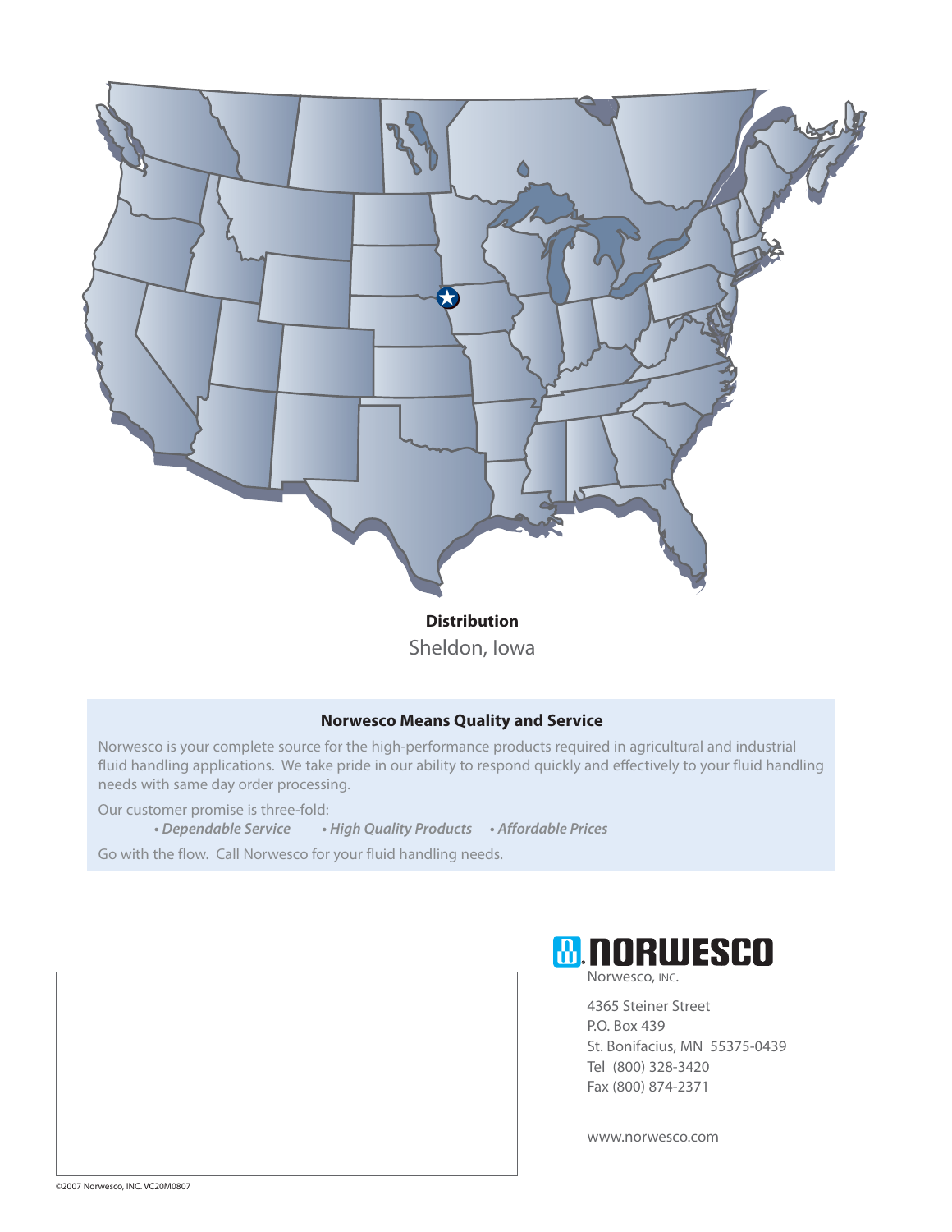**Distribution**

Sheldon, Iowa

### Norwesco Means Quality and Service

Norwesco is your complete source for the high-performance products required in agricultural and industrial fluid handling applications. We take pride in our ability to respond quickly and effectively to your fluid handling needs with same day order processing.

Our customer promise is three-fold:

- ***Dependable Service***
- ***High Quality Products***
- ***Affordable Prices***

Go with the flow. Call Norwesco for your fluid handling needs.

**NORWESCO**

Norwesco, INC.

4365 Steiner Street
P.O. Box 439
St. Bonifacius, MN 55375-0439
Tel (800) 328-3420
Fax (800) 874-2371

www.norwesco.com

©2007 Norwesco, INC. VC20M0807